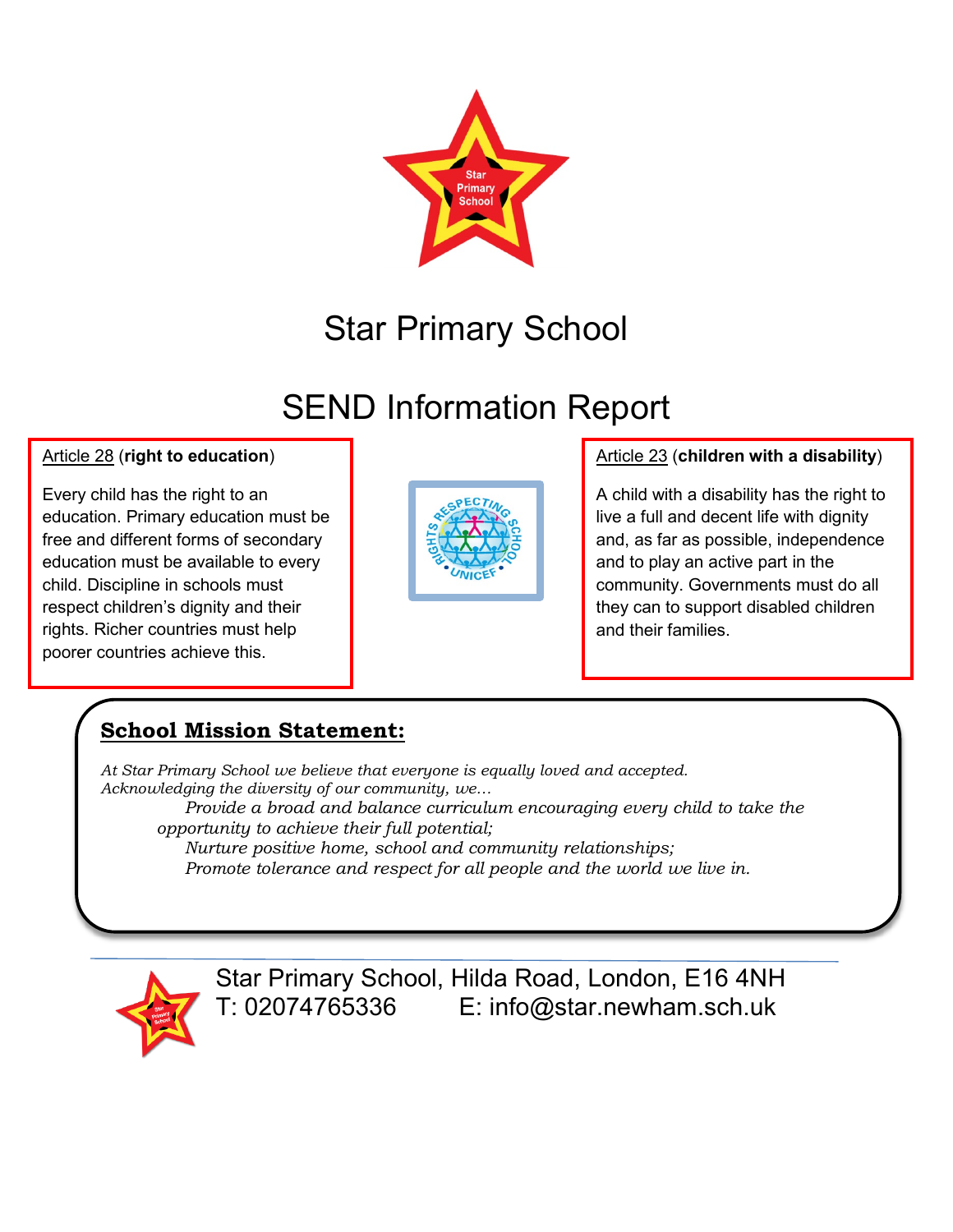# Star Primary School

# SEND Information Report

<u>Article 28</u> (**right to education**)

Every child has the right to an education. Primary education must be free and different forms of secondary education must be available to every child. Discipline in schools must respect children's dignity and their rights. Richer countries must help poorer countries achieve this.

<u>Article 23</u> (**children with a disability**)

A child with a disability has the right to live a full and decent life with dignity and, as far as possible, independence and to play an active part in the community. Governments must do all they can to support disabled children and their families.

## School Mission Statement:

*At Star Primary School we believe that everyone is equally loved and accepted. Acknowledging the diversity of our community, we…*

*Provide a broad and balance curriculum encouraging every child to take the opportunity to achieve their full potential;*

*Nurture positive home, school and community relationships;*

*Promote tolerance and respect for all people and the world we live in.*

Star Primary School, Hilda Road, London, E16 4NH
T: 02074765336 E: info@star.newham.sch.uk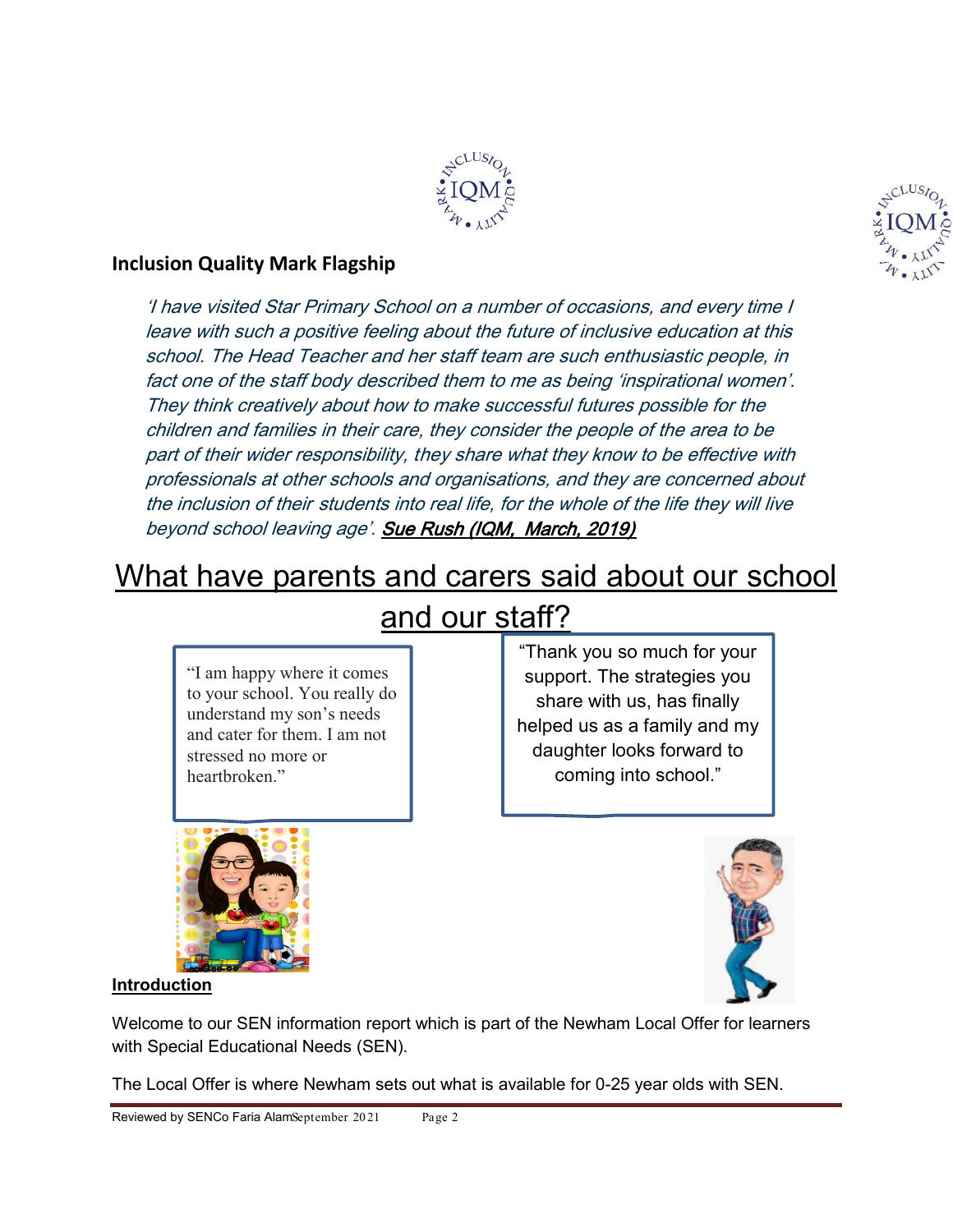## Inclusion Quality Mark Flagship

*'I have visited Star Primary School on a number of occasions, and every time I leave with such a positive feeling about the future of inclusive education at this school. The Head Teacher and her staff team are such enthusiastic people, in fact one of the staff body described them to me as being 'inspirational women'. They think creatively about how to make successful futures possible for the children and families in their care, they consider the people of the area to be part of their wider responsibility, they share what they know to be effective with professionals at other schools and organisations, and they are concerned about the inclusion of their students into real life, for the whole of the life they will live beyond school leaving age'.* ***Sue Rush (IQM, March, 2019)***

# What have parents and carers said about our school and our staff?

"I am happy where it comes to your school. You really do understand my son's needs and cater for them. I am not stressed no more or heartbroken."

"Thank you so much for your support. The strategies you share with us, has finally helped us as a family and my daughter looks forward to coming into school."

**Introduction**

Welcome to our SEN information report which is part of the Newham Local Offer for learners with Special Educational Needs (SEN).

The Local Offer is where Newham sets out what is available for 0-25 year olds with SEN.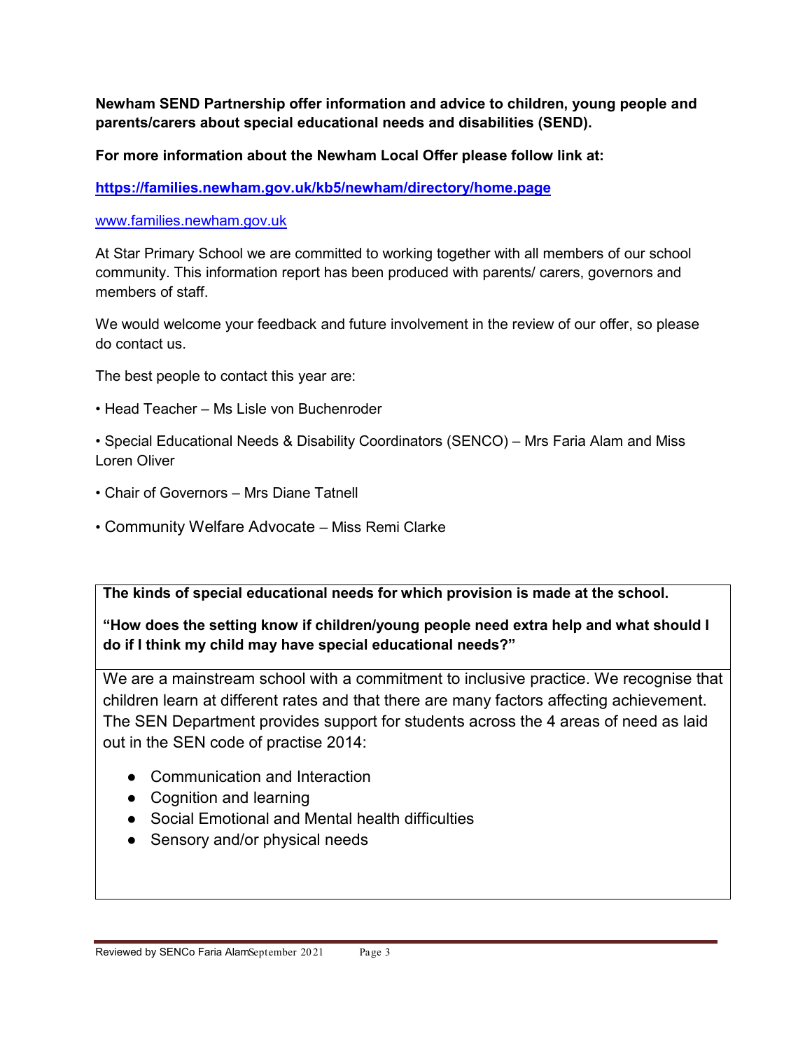**Newham SEND Partnership offer information and advice to children, young people and parents/carers about special educational needs and disabilities (SEND).**

**For more information about the Newham Local Offer please follow link at:**

**https://families.newham.gov.uk/kb5/newham/directory/home.page**

www.families.newham.gov.uk

At Star Primary School we are committed to working together with all members of our school community. This information report has been produced with parents/ carers, governors and members of staff.

We would welcome your feedback and future involvement in the review of our offer, so please do contact us.

The best people to contact this year are:

- Head Teacher – Ms Lisle von Buchenroder
- Special Educational Needs & Disability Coordinators (SENCO) – Mrs Faria Alam and Miss Loren Oliver
- Chair of Governors – Mrs Diane Tatnell
- Community Welfare Advocate – Miss Remi Clarke

| **The kinds of special educational needs for which provision is made at the school.**<br><br>**"How does the setting know if children/young people need extra help and what should I do if I think my child may have special educational needs?"** |
|---|
| We are a mainstream school with a commitment to inclusive practice. We recognise that children learn at different rates and that there are many factors affecting achievement. The SEN Department provides support for students across the 4 areas of need as laid out in the SEN code of practise 2014:<br><br>• Communication and Interaction<br>• Cognition and learning<br>• Social Emotional and Mental health difficulties<br>• Sensory and/or physical needs |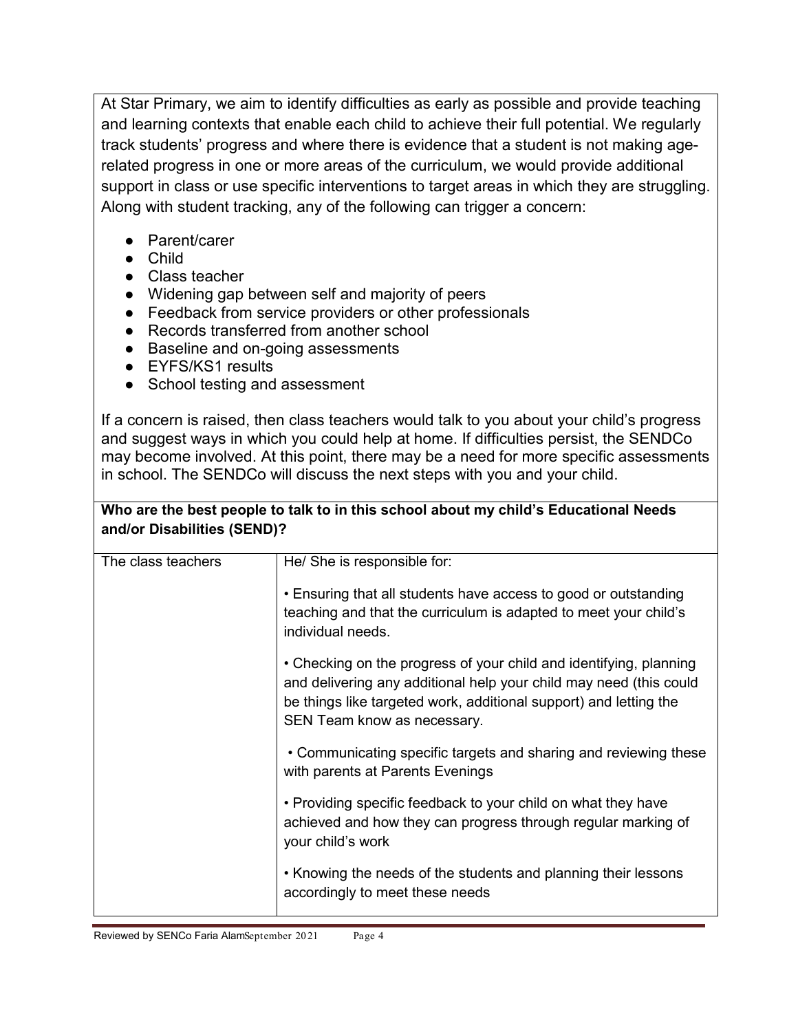At Star Primary, we aim to identify difficulties as early as possible and provide teaching and learning contexts that enable each child to achieve their full potential. We regularly track students' progress and where there is evidence that a student is not making age-related progress in one or more areas of the curriculum, we would provide additional support in class or use specific interventions to target areas in which they are struggling. Along with student tracking, any of the following can trigger a concern:

- Parent/carer
- Child
- Class teacher
- Widening gap between self and majority of peers
- Feedback from service providers or other professionals
- Records transferred from another school
- Baseline and on-going assessments
- EYFS/KS1 results
- School testing and assessment

If a concern is raised, then class teachers would talk to you about your child's progress and suggest ways in which you could help at home. If difficulties persist, the SENDCo may become involved. At this point, there may be a need for more specific assessments in school. The SENDCo will discuss the next steps with you and your child.

**Who are the best people to talk to in this school about my child's Educational Needs and/or Disabilities (SEND)?**

| | |
|---|---|
| The class teachers | He/ She is responsible for:<br><br>• Ensuring that all students have access to good or outstanding teaching and that the curriculum is adapted to meet your child's individual needs.<br><br>• Checking on the progress of your child and identifying, planning and delivering any additional help your child may need (this could be things like targeted work, additional support) and letting the SEN Team know as necessary.<br><br>• Communicating specific targets and sharing and reviewing these with parents at Parents Evenings<br><br>• Providing specific feedback to your child on what they have achieved and how they can progress through regular marking of your child's work<br><br>• Knowing the needs of the students and planning their lessons accordingly to meet these needs |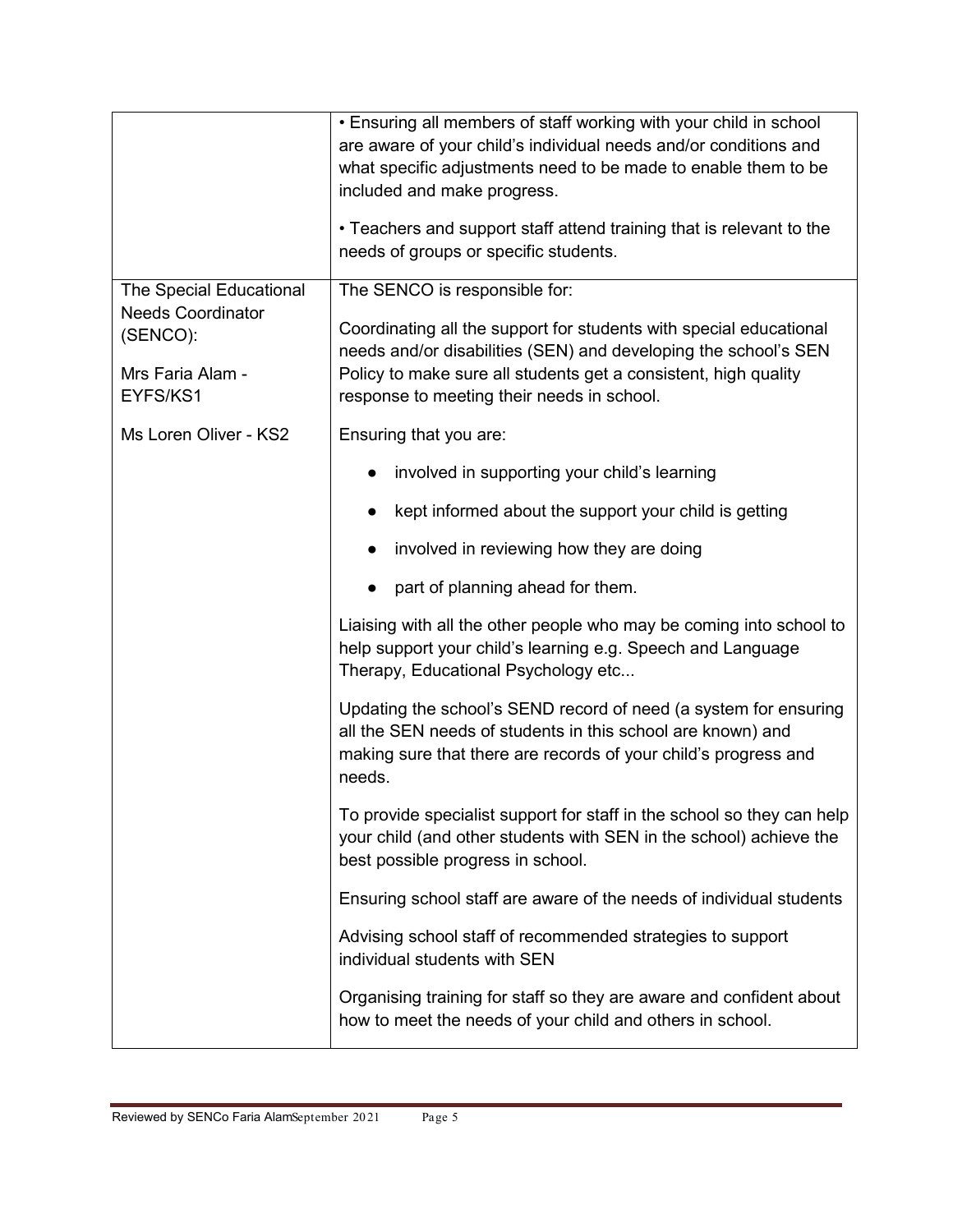| | |
|---|---|
| | • Ensuring all members of staff working with your child in school are aware of your child's individual needs and/or conditions and what specific adjustments need to be made to enable them to be included and make progress.<br><br>• Teachers and support staff attend training that is relevant to the needs of groups or specific students. |
| The Special Educational Needs Coordinator (SENCO):<br><br>Mrs Faria Alam - EYFS/KS1<br><br>Ms Loren Oliver - KS2 | The SENCO is responsible for:<br><br>Coordinating all the support for students with special educational needs and/or disabilities (SEN) and developing the school's SEN Policy to make sure all students get a consistent, high quality response to meeting their needs in school.<br><br>Ensuring that you are:<br><br>● involved in supporting your child's learning<br>● kept informed about the support your child is getting<br>● involved in reviewing how they are doing<br>● part of planning ahead for them.<br><br>Liaising with all the other people who may be coming into school to help support your child's learning e.g. Speech and Language Therapy, Educational Psychology etc...<br><br>Updating the school's SEND record of need (a system for ensuring all the SEN needs of students in this school are known) and making sure that there are records of your child's progress and needs.<br><br>To provide specialist support for staff in the school so they can help your child (and other students with SEN in the school) achieve the best possible progress in school.<br><br>Ensuring school staff are aware of the needs of individual students<br><br>Advising school staff of recommended strategies to support individual students with SEN<br><br>Organising training for staff so they are aware and confident about how to meet the needs of your child and others in school. |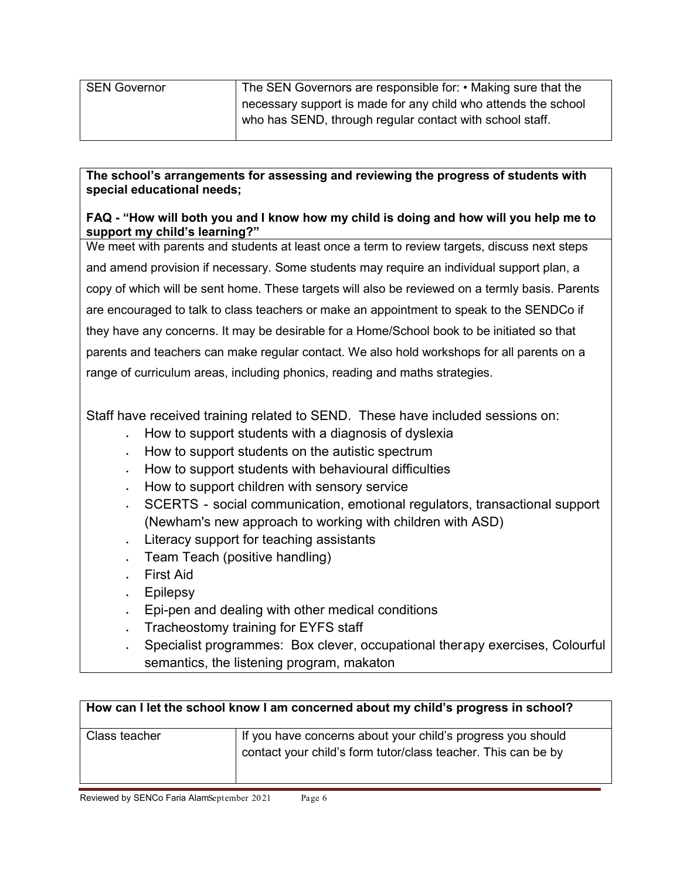| SEN Governor | The SEN Governors are responsible for: • Making sure that the necessary support is made for any child who attends the school who has SEND, through regular contact with school staff. |
|---|---|

**The school's arrangements for assessing and reviewing the progress of students with special educational needs;**

**FAQ - "How will both you and I know how my child is doing and how will you help me to support my child's learning?"**

We meet with parents and students at least once a term to review targets, discuss next steps and amend provision if necessary. Some students may require an individual support plan, a copy of which will be sent home. These targets will also be reviewed on a termly basis. Parents are encouraged to talk to class teachers or make an appointment to speak to the SENDCo if they have any concerns. It may be desirable for a Home/School book to be initiated so that parents and teachers can make regular contact. We also hold workshops for all parents on a range of curriculum areas, including phonics, reading and maths strategies.

Staff have received training related to SEND. These have included sessions on:

- How to support students with a diagnosis of dyslexia
- How to support students on the autistic spectrum
- How to support students with behavioural difficulties
- How to support children with sensory service
- SCERTS - social communication, emotional regulators, transactional support (Newham's new approach to working with children with ASD)
- Literacy support for teaching assistants
- Team Teach (positive handling)
- First Aid
- Epilepsy
- Epi-pen and dealing with other medical conditions
- Tracheostomy training for EYFS staff
- Specialist programmes: Box clever, occupational therapy exercises, Colourful semantics, the listening program, makaton

**How can I let the school know I am concerned about my child's progress in school?**

| Class teacher | If you have concerns about your child's progress you should contact your child's form tutor/class teacher. This can be by |
|---|---|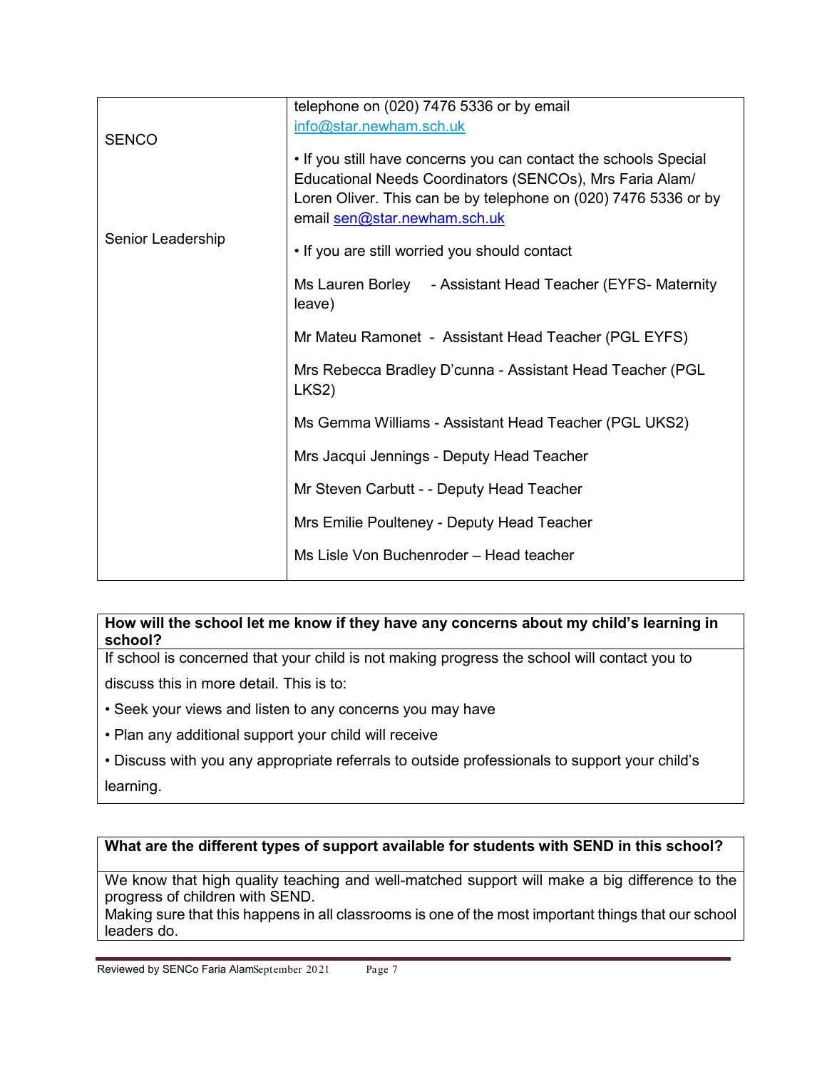| | |
|---|---|
| SENCO<br><br>Senior Leadership | telephone on (020) 7476 5336 or by email info@star.newham.sch.uk<br><br>• If you still have concerns you can contact the schools Special Educational Needs Coordinators (SENCOs), Mrs Faria Alam/ Loren Oliver. This can be by telephone on (020) 7476 5336 or by email sen@star.newham.sch.uk<br><br>• If you are still worried you should contact<br><br>Ms Lauren Borley - Assistant Head Teacher (EYFS- Maternity leave)<br><br>Mr Mateu Ramonet - Assistant Head Teacher (PGL EYFS)<br><br>Mrs Rebecca Bradley D'cunna - Assistant Head Teacher (PGL LKS2)<br><br>Ms Gemma Williams - Assistant Head Teacher (PGL UKS2)<br><br>Mrs Jacqui Jennings - Deputy Head Teacher<br><br>Mr Steven Carbutt - - Deputy Head Teacher<br><br>Mrs Emilie Poulteney - Deputy Head Teacher<br><br>Ms Lisle Von Buchenroder – Head teacher |

| **How will the school let me know if they have any concerns about my child's learning in school?** |
|---|
| If school is concerned that your child is not making progress the school will contact you to discuss this in more detail. This is to:<br>• Seek your views and listen to any concerns you may have<br>• Plan any additional support your child will receive<br>• Discuss with you any appropriate referrals to outside professionals to support your child's learning. |

| **What are the different types of support available for students with SEND in this school?** |
|---|
| We know that high quality teaching and well-matched support will make a big difference to the progress of children with SEND.<br>Making sure that this happens in all classrooms is one of the most important things that our school leaders do. |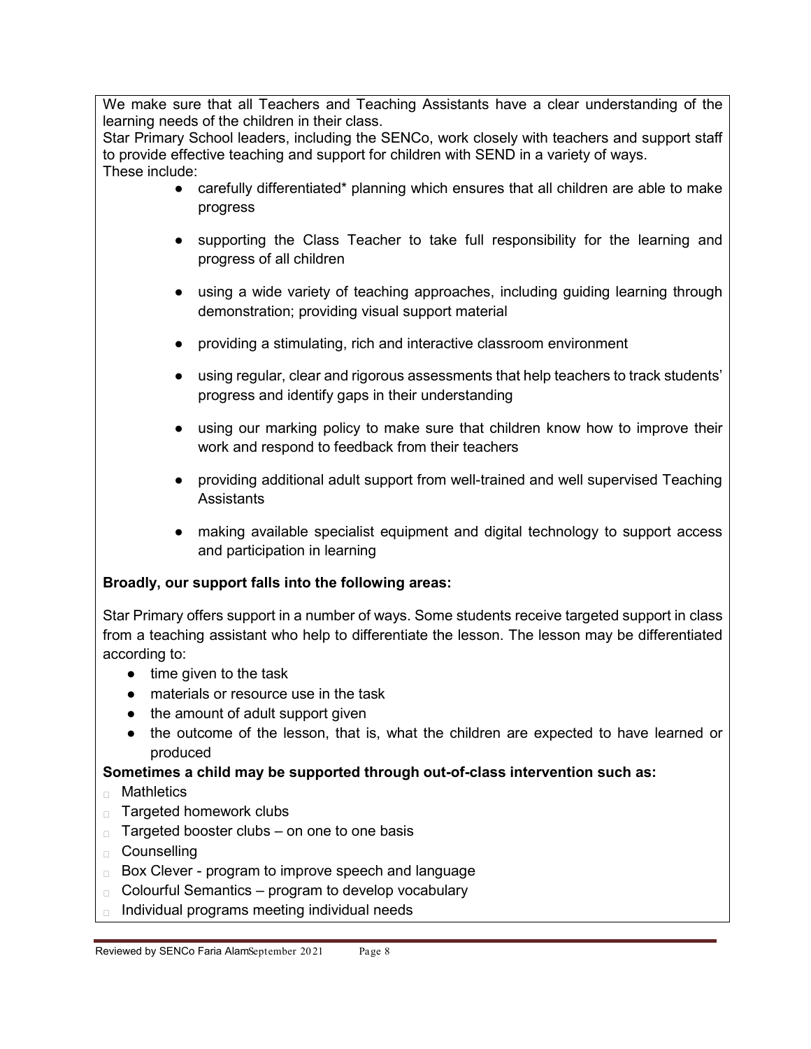We make sure that all Teachers and Teaching Assistants have a clear understanding of the learning needs of the children in their class.

Star Primary School leaders, including the SENCo, work closely with teachers and support staff to provide effective teaching and support for children with SEND in a variety of ways.

These include:

- carefully differentiated* planning which ensures that all children are able to make progress
- supporting the Class Teacher to take full responsibility for the learning and progress of all children
- using a wide variety of teaching approaches, including guiding learning through demonstration; providing visual support material
- providing a stimulating, rich and interactive classroom environment
- using regular, clear and rigorous assessments that help teachers to track students' progress and identify gaps in their understanding
- using our marking policy to make sure that children know how to improve their work and respond to feedback from their teachers
- providing additional adult support from well-trained and well supervised Teaching Assistants
- making available specialist equipment and digital technology to support access and participation in learning

**Broadly, our support falls into the following areas:**

Star Primary offers support in a number of ways. Some students receive targeted support in class from a teaching assistant who help to differentiate the lesson. The lesson may be differentiated according to:

- time given to the task
- materials or resource use in the task
- the amount of adult support given
- the outcome of the lesson, that is, what the children are expected to have learned or produced

**Sometimes a child may be supported through out-of-class intervention such as:**

- Mathletics
- Targeted homework clubs
- Targeted booster clubs – on one to one basis
- Counselling
- Box Clever - program to improve speech and language
- Colourful Semantics – program to develop vocabulary
- Individual programs meeting individual needs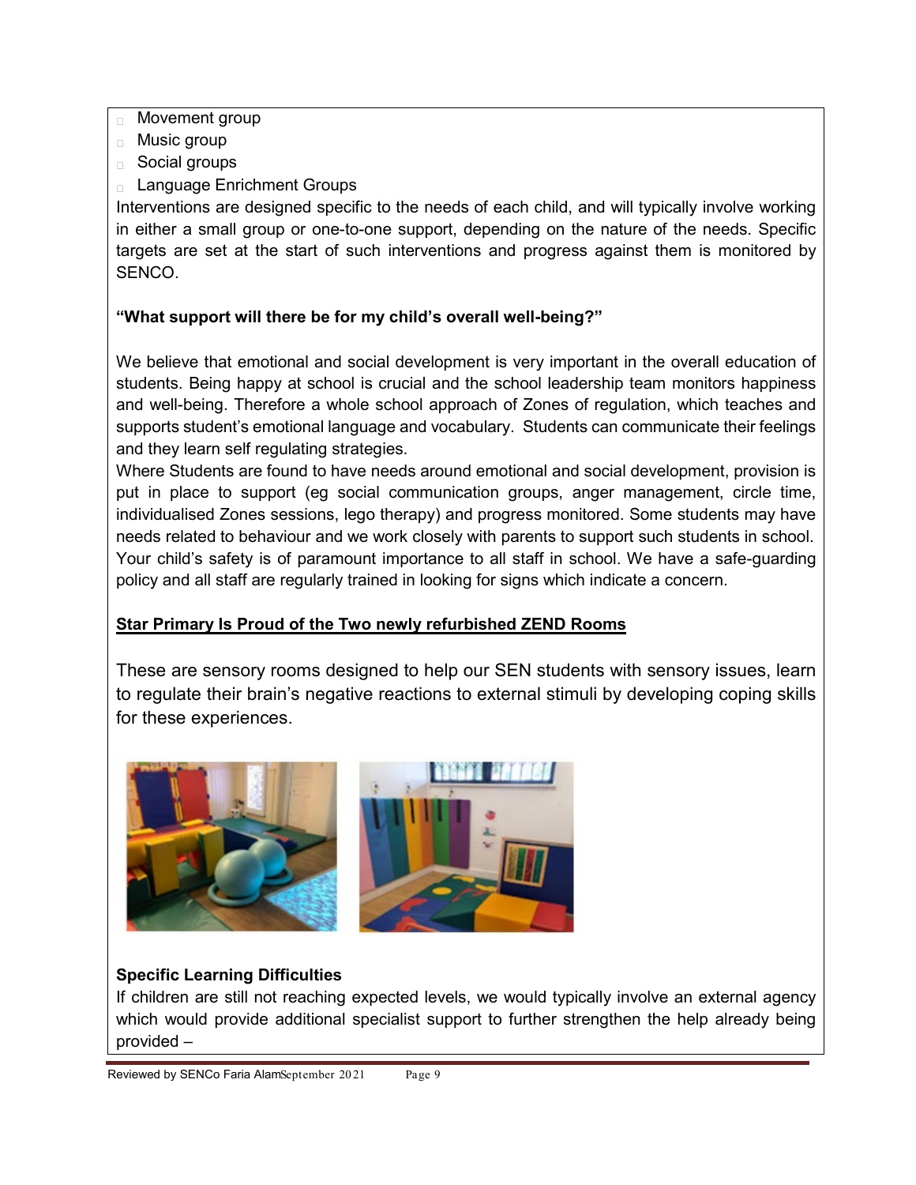- Movement group
- Music group
- Social groups
- Language Enrichment Groups

Interventions are designed specific to the needs of each child, and will typically involve working in either a small group or one-to-one support, depending on the nature of the needs. Specific targets are set at the start of such interventions and progress against them is monitored by SENCO.

**"What support will there be for my child's overall well-being?"**

We believe that emotional and social development is very important in the overall education of students. Being happy at school is crucial and the school leadership team monitors happiness and well-being. Therefore a whole school approach of Zones of regulation, which teaches and supports student's emotional language and vocabulary. Students can communicate their feelings and they learn self regulating strategies.

Where Students are found to have needs around emotional and social development, provision is put in place to support (eg social communication groups, anger management, circle time, individualised Zones sessions, lego therapy) and progress monitored. Some students may have needs related to behaviour and we work closely with parents to support such students in school. Your child's safety is of paramount importance to all staff in school. We have a safe-guarding policy and all staff are regularly trained in looking for signs which indicate a concern.

**Star Primary Is Proud of the Two newly refurbished ZEND Rooms**

These are sensory rooms designed to help our SEN students with sensory issues, learn to regulate their brain's negative reactions to external stimuli by developing coping skills for these experiences.

**Specific Learning Difficulties**

If children are still not reaching expected levels, we would typically involve an external agency which would provide additional specialist support to further strengthen the help already being provided –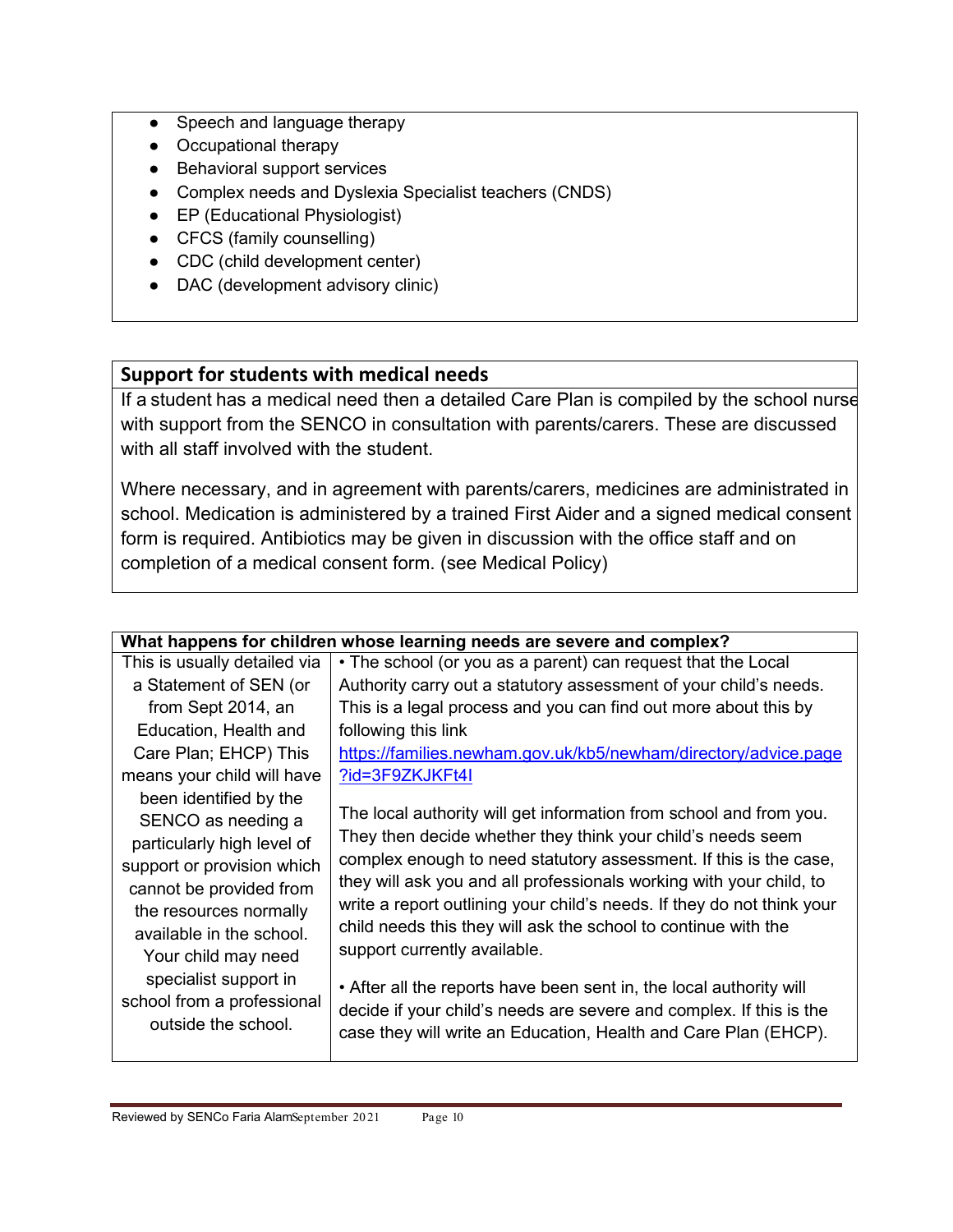- Speech and language therapy
- Occupational therapy
- Behavioral support services
- Complex needs and Dyslexia Specialist teachers (CNDS)
- EP (Educational Physiologist)
- CFCS (family counselling)
- CDC (child development center)
- DAC (development advisory clinic)

## Support for students with medical needs

If a student has a medical need then a detailed Care Plan is compiled by the school nurse with support from the SENCO in consultation with parents/carers. These are discussed with all staff involved with the student.

Where necessary, and in agreement with parents/carers, medicines are administrated in school. Medication is administered by a trained First Aider and a signed medical consent form is required. Antibiotics may be given in discussion with the office staff and on completion of a medical consent form. (see Medical Policy)

| What happens for children whose learning needs are severe and complex? | |
|---|---|
| This is usually detailed via a Statement of SEN (or from Sept 2014, an Education, Health and Care Plan; EHCP) This means your child will have been identified by the SENCO as needing a particularly high level of support or provision which cannot be provided from the resources normally available in the school. Your child may need specialist support in school from a professional outside the school. | • The school (or you as a parent) can request that the Local Authority carry out a statutory assessment of your child's needs. This is a legal process and you can find out more about this by following this link https://families.newham.gov.uk/kb5/newham/directory/advice.page?id=3F9ZKJKFt4I<br><br>The local authority will get information from school and from you. They then decide whether they think your child's needs seem complex enough to need statutory assessment. If this is the case, they will ask you and all professionals working with your child, to write a report outlining your child's needs. If they do not think your child needs this they will ask the school to continue with the support currently available.<br><br>• After all the reports have been sent in, the local authority will decide if your child's needs are severe and complex. If this is the case they will write an Education, Health and Care Plan (EHCP). |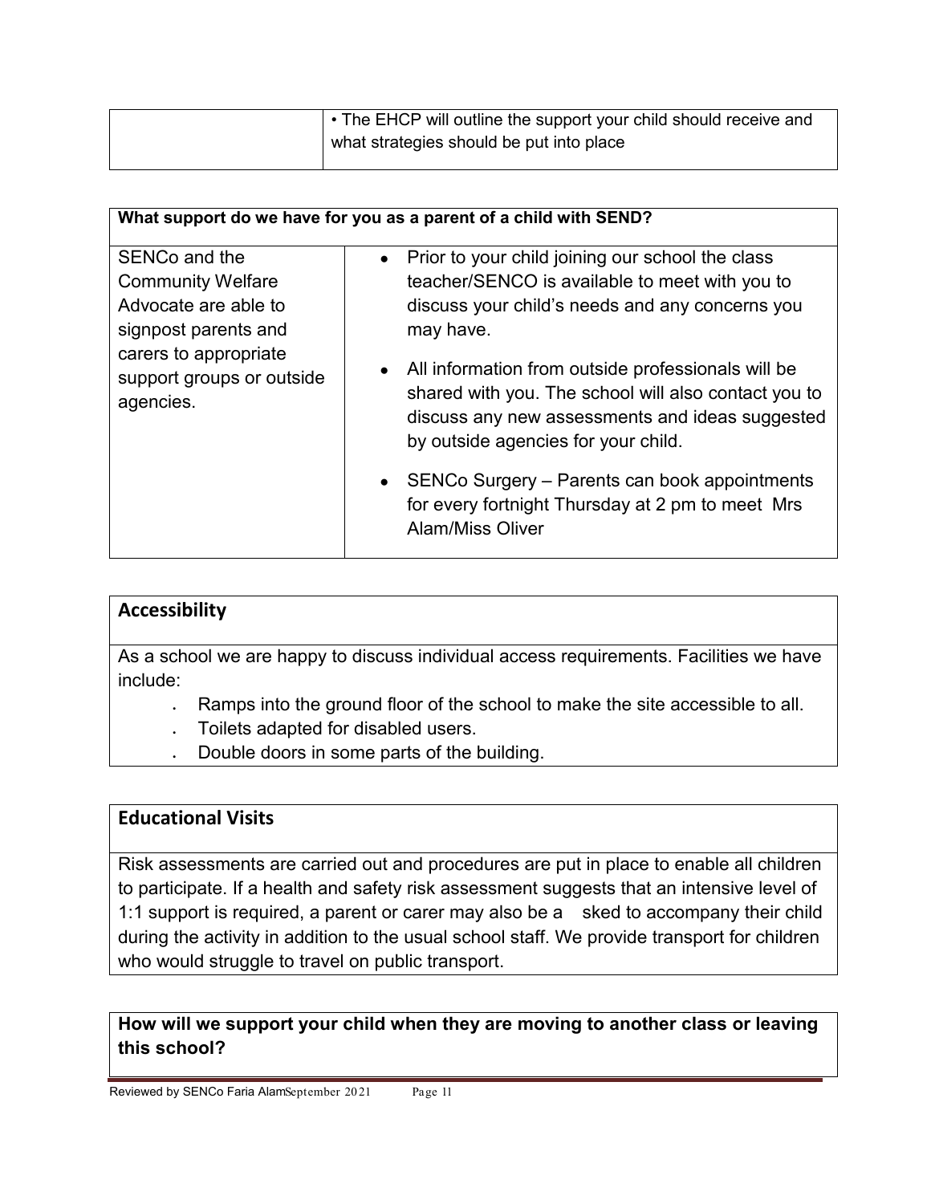|  | • The EHCP will outline the support your child should receive and what strategies should be put into place |
|---|---|

| What support do we have for you as a parent of a child with SEND? | |
|---|---|
| SENCo and the Community Welfare Advocate are able to signpost parents and carers to appropriate support groups or outside agencies. | • Prior to your child joining our school the class teacher/SENCO is available to meet with you to discuss your child's needs and any concerns you may have.<br>• All information from outside professionals will be shared with you. The school will also contact you to discuss any new assessments and ideas suggested by outside agencies for your child.<br>• SENCo Surgery – Parents can book appointments for every fortnight Thursday at 2 pm to meet Mrs Alam/Miss Oliver |

## Accessibility

As a school we are happy to discuss individual access requirements. Facilities we have include:

- Ramps into the ground floor of the school to make the site accessible to all.
- Toilets adapted for disabled users.
- Double doors in some parts of the building.

## Educational Visits

Risk assessments are carried out and procedures are put in place to enable all children to participate. If a health and safety risk assessment suggests that an intensive level of 1:1 support is required, a parent or carer may also be a sked to accompany their child during the activity in addition to the usual school staff. We provide transport for children who would struggle to travel on public transport.

**How will we support your child when they are moving to another class or leaving this school?**

Reviewed by SENCo Faria Alam September 2021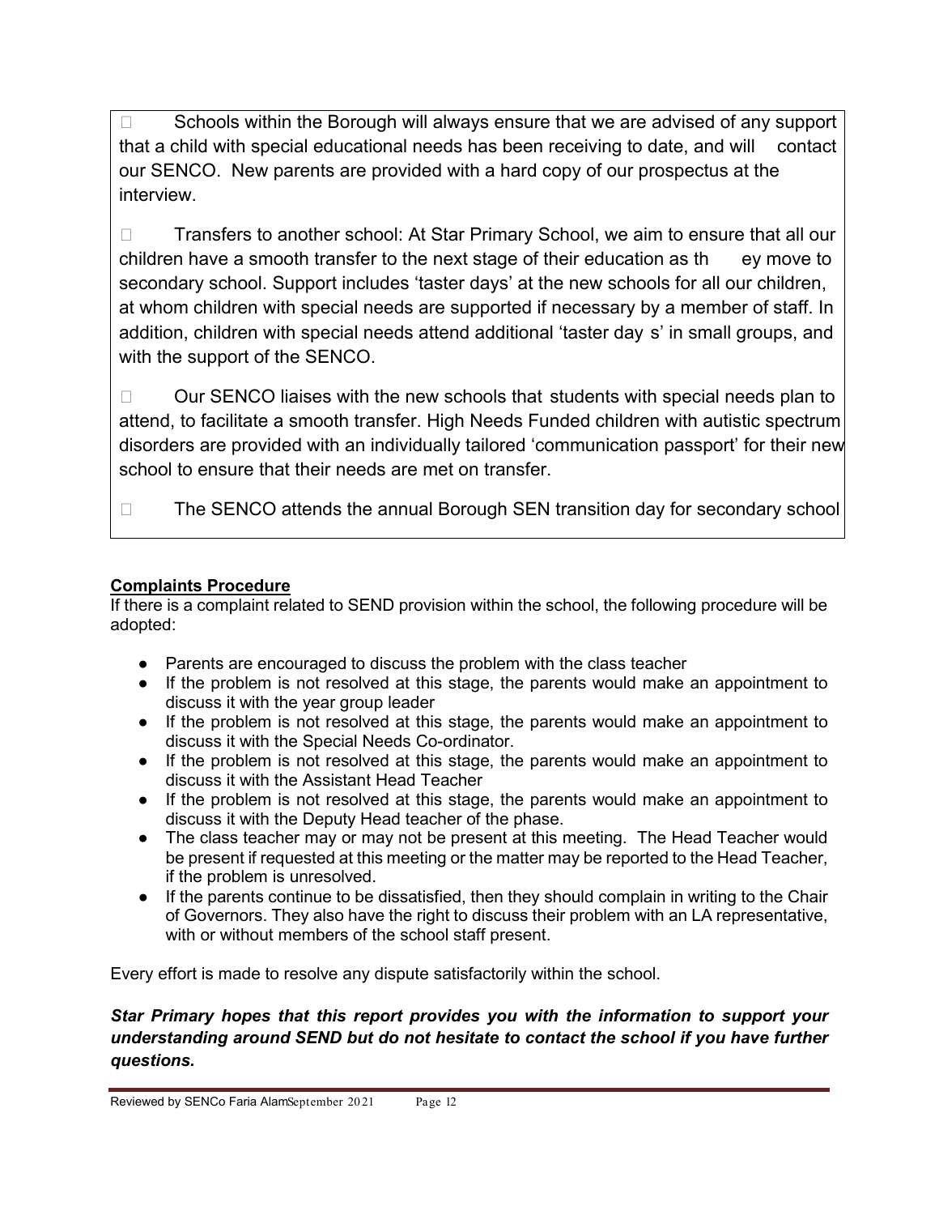- Schools within the Borough will always ensure that we are advised of any support that a child with special educational needs has been receiving to date, and will contact our SENCO. New parents are provided with a hard copy of our prospectus at the interview.

- Transfers to another school: At Star Primary School, we aim to ensure that all our children have a smooth transfer to the next stage of their education as they move to secondary school. Support includes 'taster days' at the new schools for all our children, at whom children with special needs are supported if necessary by a member of staff. In addition, children with special needs attend additional 'taster days' in small groups, and with the support of the SENCO.

- Our SENCO liaises with the new schools that students with special needs plan to attend, to facilitate a smooth transfer. High Needs Funded children with autistic spectrum disorders are provided with an individually tailored 'communication passport' for their new school to ensure that their needs are met on transfer.

- The SENCO attends the annual Borough SEN transition day for secondary school

**Complaints Procedure**

If there is a complaint related to SEND provision within the school, the following procedure will be adopted:

- Parents are encouraged to discuss the problem with the class teacher
- If the problem is not resolved at this stage, the parents would make an appointment to discuss it with the year group leader
- If the problem is not resolved at this stage, the parents would make an appointment to discuss it with the Special Needs Co-ordinator.
- If the problem is not resolved at this stage, the parents would make an appointment to discuss it with the Assistant Head Teacher
- If the problem is not resolved at this stage, the parents would make an appointment to discuss it with the Deputy Head teacher of the phase.
- The class teacher may or may not be present at this meeting. The Head Teacher would be present if requested at this meeting or the matter may be reported to the Head Teacher, if the problem is unresolved.
- If the parents continue to be dissatisfied, then they should complain in writing to the Chair of Governors. They also have the right to discuss their problem with an LA representative, with or without members of the school staff present.

Every effort is made to resolve any dispute satisfactorily within the school.

***Star Primary hopes that this report provides you with the information to support your understanding around SEND but do not hesitate to contact the school if you have further questions.***

Reviewed by SENCo Faria Alam September 2021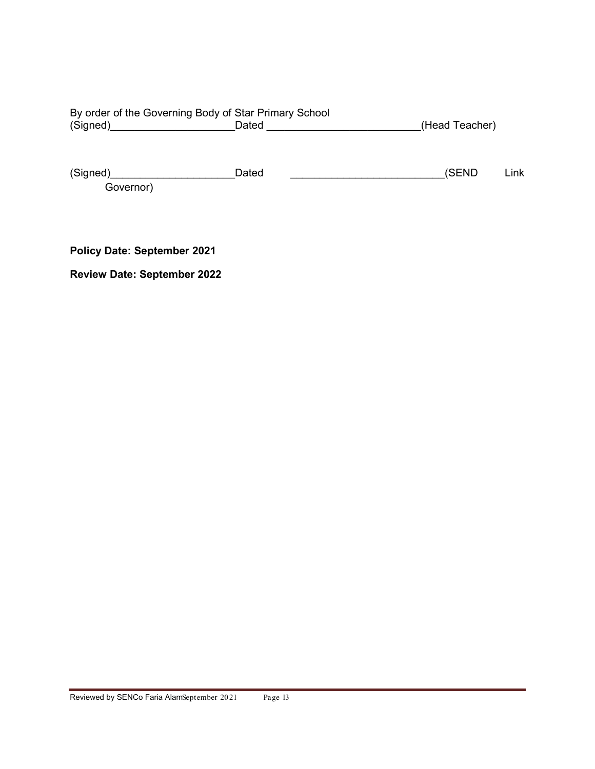By order of the Governing Body of Star Primary School
(Signed)_____________________Dated _________________________(Head Teacher)

(Signed)_____________________Dated _________________________(SEND Link Governor)

**Policy Date: September 2021**

**Review Date: September 2022**